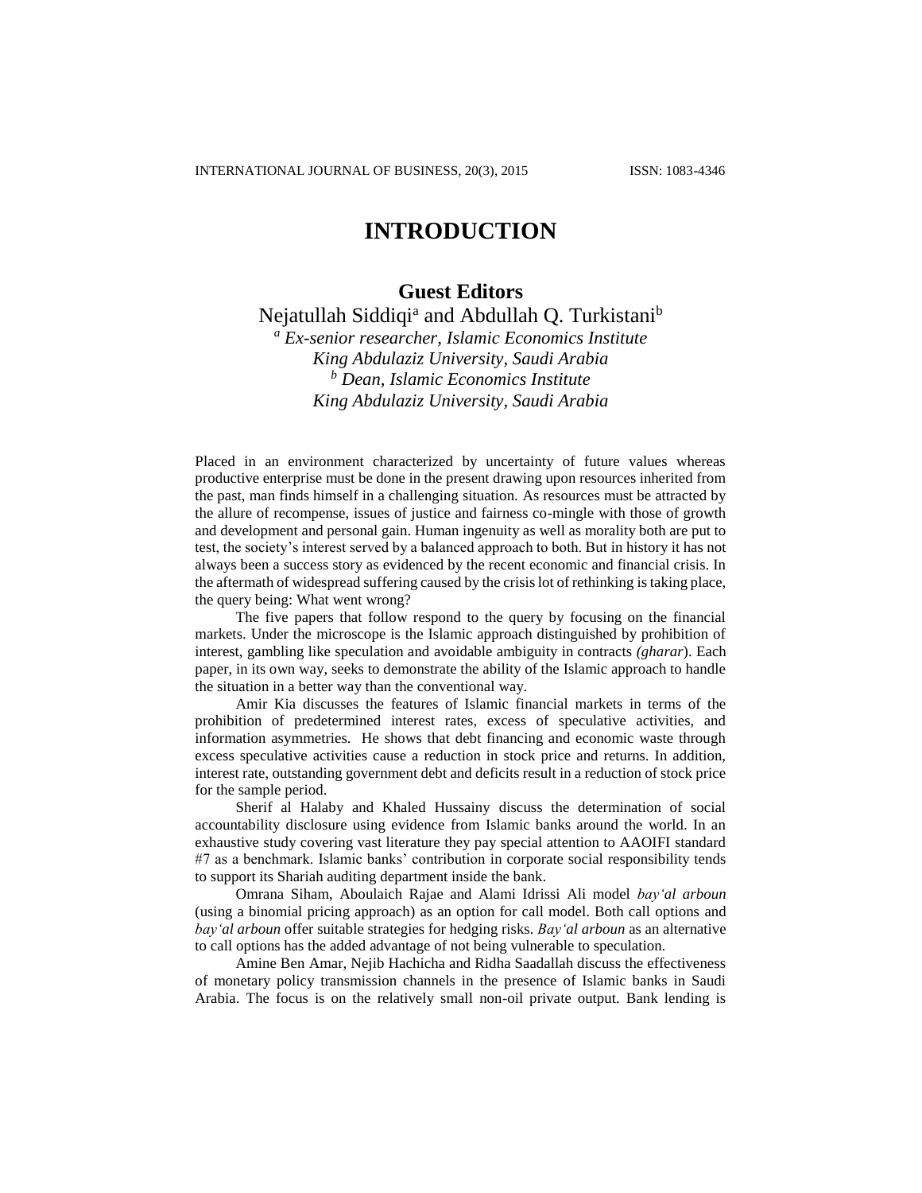# INTRODUCTION

## Guest Editors

Nejatullah Siddiqi[a] and Abdullah Q. Turkistani[b]

[a] *Ex-senior researcher, Islamic Economics Institute*
*King Abdulaziz University, Saudi Arabia*
[b] *Dean, Islamic Economics Institute*
*King Abdulaziz University, Saudi Arabia*

Placed in an environment characterized by uncertainty of future values whereas productive enterprise must be done in the present drawing upon resources inherited from the past, man finds himself in a challenging situation. As resources must be attracted by the allure of recompense, issues of justice and fairness co-mingle with those of growth and development and personal gain. Human ingenuity as well as morality both are put to test, the society's interest served by a balanced approach to both. But in history it has not always been a success story as evidenced by the recent economic and financial crisis. In the aftermath of widespread suffering caused by the crisis lot of rethinking is taking place, the query being: What went wrong?

The five papers that follow respond to the query by focusing on the financial markets. Under the microscope is the Islamic approach distinguished by prohibition of interest, gambling like speculation and avoidable ambiguity in contracts *(gharar*). Each paper, in its own way, seeks to demonstrate the ability of the Islamic approach to handle the situation in a better way than the conventional way.

Amir Kia discusses the features of Islamic financial markets in terms of the prohibition of predetermined interest rates, excess of speculative activities, and information asymmetries. He shows that debt financing and economic waste through excess speculative activities cause a reduction in stock price and returns. In addition, interest rate, outstanding government debt and deficits result in a reduction of stock price for the sample period.

Sherif al Halaby and Khaled Hussainy discuss the determination of social accountability disclosure using evidence from Islamic banks around the world. In an exhaustive study covering vast literature they pay special attention to AAOIFI standard #7 as a benchmark. Islamic banks' contribution in corporate social responsibility tends to support its Shariah auditing department inside the bank.

Omrana Siham, Aboulaich Rajae and Alami Idrissi Ali model *bay'al arboun* (using a binomial pricing approach) as an option for call model. Both call options and *bay'al arboun* offer suitable strategies for hedging risks. *Bay'al arboun* as an alternative to call options has the added advantage of not being vulnerable to speculation.

Amine Ben Amar, Nejib Hachicha and Ridha Saadallah discuss the effectiveness of monetary policy transmission channels in the presence of Islamic banks in Saudi Arabia. The focus is on the relatively small non-oil private output. Bank lending is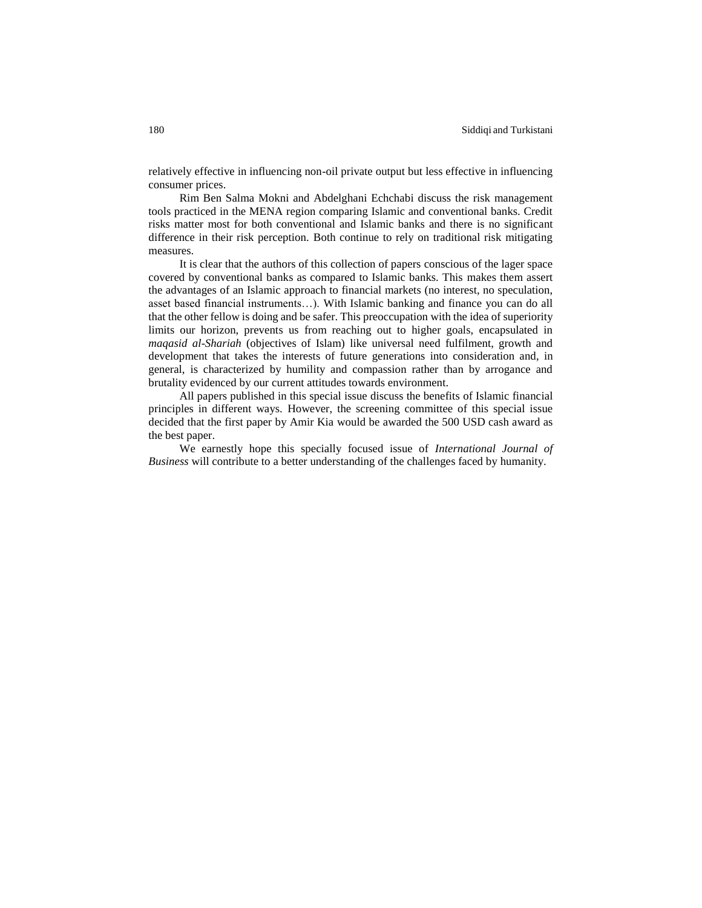relatively effective in influencing non-oil private output but less effective in influencing consumer prices.

Rim Ben Salma Mokni and Abdelghani Echchabi discuss the risk management tools practiced in the MENA region comparing Islamic and conventional banks. Credit risks matter most for both conventional and Islamic banks and there is no significant difference in their risk perception. Both continue to rely on traditional risk mitigating measures.

It is clear that the authors of this collection of papers conscious of the lager space covered by conventional banks as compared to Islamic banks. This makes them assert the advantages of an Islamic approach to financial markets (no interest, no speculation, asset based financial instruments…). With Islamic banking and finance you can do all that the other fellow is doing and be safer. This preoccupation with the idea of superiority limits our horizon, prevents us from reaching out to higher goals, encapsulated in *maqasid al-Shariah* (objectives of Islam) like universal need fulfilment, growth and development that takes the interests of future generations into consideration and, in general, is characterized by humility and compassion rather than by arrogance and brutality evidenced by our current attitudes towards environment.

All papers published in this special issue discuss the benefits of Islamic financial principles in different ways. However, the screening committee of this special issue decided that the first paper by Amir Kia would be awarded the 500 USD cash award as the best paper.

We earnestly hope this specially focused issue of *International Journal of Business* will contribute to a better understanding of the challenges faced by humanity.